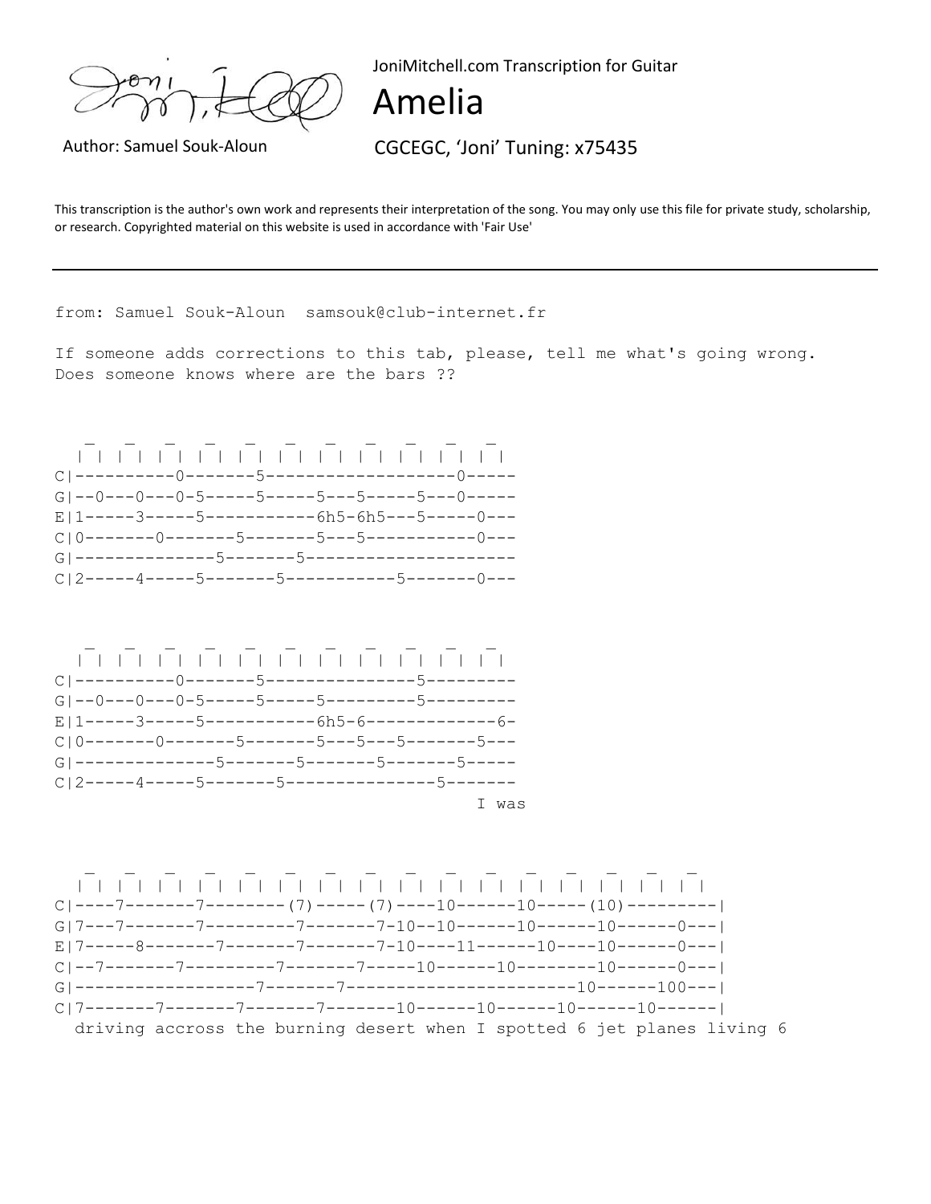JoniMitchell.com Transcription for Guitar

# Amelia

Author: Samuel Souk-Aloun

CGCEGC, 'Joni' Tuning: x75435

This transcription is the author's own work and represents their interpretation of the song. You may only use this file for private study, scholarship, or research. Copyrighted material on this website is used in accordance with 'Fair Use'

---

```
from: Samuel Souk-Aloun  samsouk@club-internet.fr

If someone adds corrections to this tab, please, tell me what's going wrong.
Does someone knows where are the bars ??


   _   _   _   _   _   _   _   _   _   _   _
  | | | | | | | | | | | | | | | | | | | | | |
C|----------0-------5-------------------0-----
G|--0---0---0-5-----5-----5---5-----5---0-----
E|1-----3-----5-----------6h5-6h5---5-----0---
C|0-------0-------5-------5---5-----------0---
G|--------------5-------5---------------------
C|2-----4-----5-------5-----------5-------0---



   _   _   _   _   _   _   _   _   _   _   _
  | | | | | | | | | | | | | | | | | | | | | |
C|----------0-------5---------------5---------
G|--0---0---0-5-----5-----5---------5---------
E|1-----3-----5-----------6h5-6-------------6-
C|0-------0-------5-------5---5---5-------5---
G|--------------5-------5-------5-------5-----
C|2-----4-----5-------5---------------5-------
                                          I was



   _   _   _   _   _   _   _   _   _   _   _   _   _   _   _   _
  | | | | | | | | | | | | | | | | | | | | | | | | | | | | | | | |
C|----7-------7--------(7)-----(7)----10------10-----(10)---------|
G|7---7-------7---------7-------7-10--10------10------10------0---|
E|7-----8-------7---------7-------7-10----11------10----10------0---|
C|--7-------7---------7-------7-----10------10--------10------0---|
G|------------------7-------7----------------------10------100---|
C|7-------7-------7-------7-------10------10------10------10------|
  driving accross the burning desert when I spotted 6 jet planes living 6
```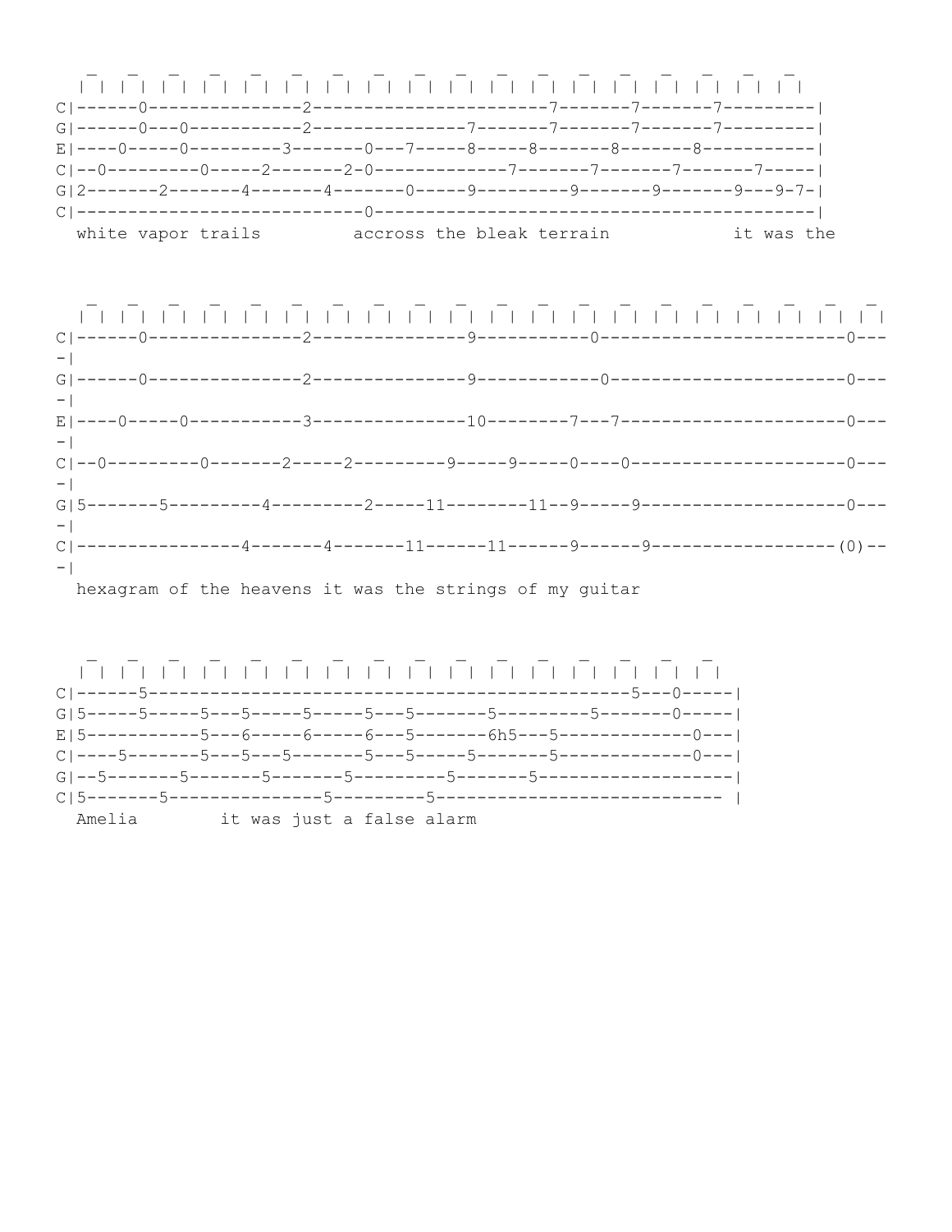```
  _   _   _   _   _   _   _   _   _   _   _   _   _   _   _   _   _   _
 | | | | | | | | | | | | | | | | | | | | | | | | | | | | | | | | | | | | | |
C|------0---------------2----------------------7-------7-------7---------|
G|------0---0-----------2---------------7-------7-------7-------7---------|
E|----0-----0---------3-------0---7-----8-----8-------8-------8-----------|
C|--0---------0-----2-------2-0--------------7-------7-------7-------7-----|
G|2-------2-------4-------4-------0-----9---------9-------9-------9---9-7-|
C|----------------------------0-------------------------------------------|
  white vapor trails         accross the bleak terrain           it was the
```

```
  _   _   _   _   _   _   _   _   _   _   _   _   _   _   _   _   _   _   _
 | | | | | | | | | | | | | | | | | | | | | | | | | | | | | | | | | | | | | | | |
C|------0---------------2---------------9-----------0-----------------------0---
-|
G|------0---------------2---------------9------------0-----------------------0---
-|
E|----0-----0-----------3---------------10--------7---7----------------------0---
-|
C|--0---------0-------2-----2---------9-----9-----0----0---------------------0---
-|
G|5-------5---------4---------2-----11--------11--9-----9--------------------0---
-|
C|----------------4-------4-------11------11------9------9-----------------(0)--
-|
  hexagram of the heavens it was the strings of my guitar
```

```
  _   _   _   _   _   _   _   _   _   _   _   _   _   _   _   _
 | | | | | | | | | | | | | | | | | | | | | | | | | | | | | | | | | |
C|------5------------------------------------------------5---0-----|
G|5-----5-----5---5-----5-----5---5-------5---------5-------0-----|
E|5-----------5---6-----6-----6---5-------6h5---5-------------0---|
C|----5-------5---5---5-------5---5-----5-------5-------------0---|
G|--5-------5-------5-------5---------5-------5-------------------|
C|5-------5---------------5---------5--------------------------- |
  Amelia        it was just a false alarm
```